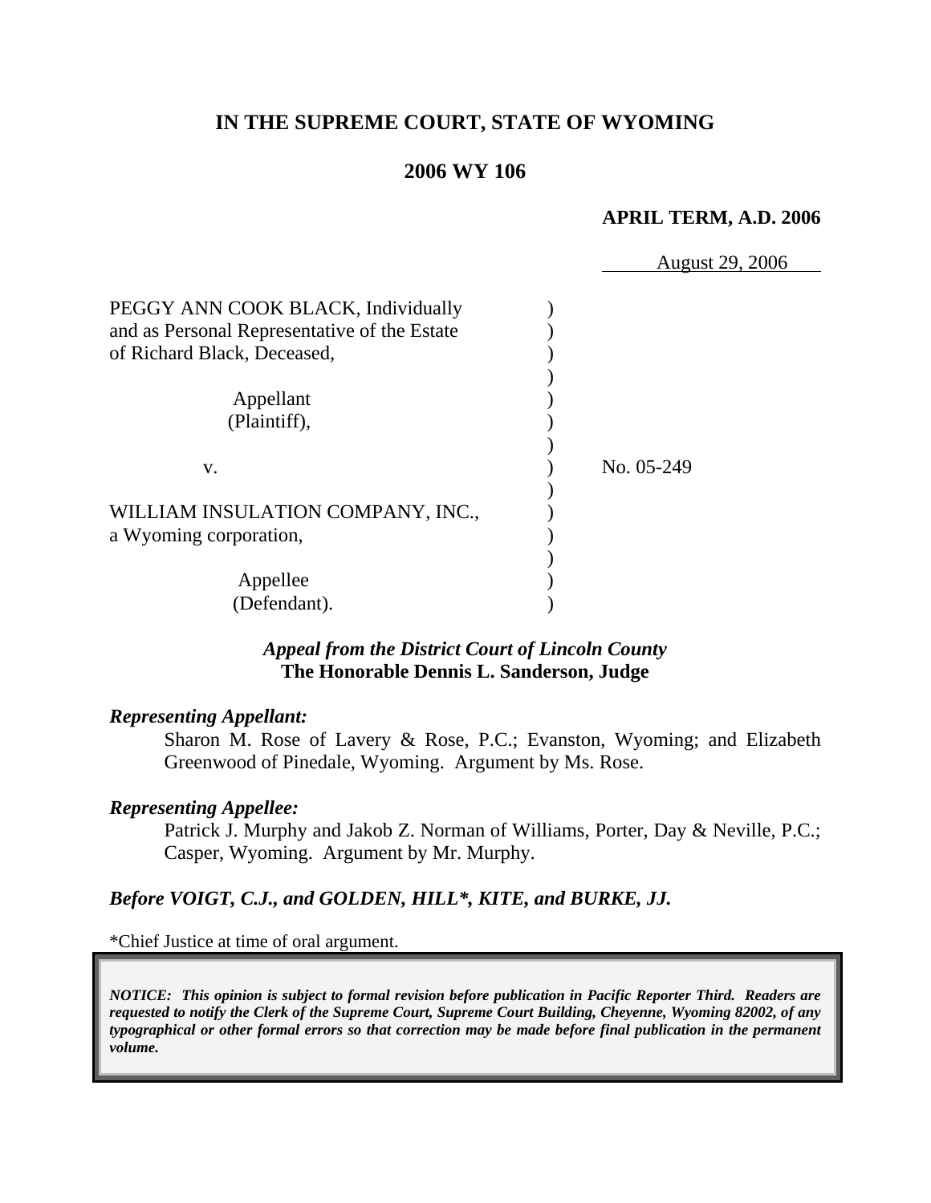# IN THE SUPREME COURT, STATE OF WYOMING

## 2006 WY 106

**APRIL TERM, A.D. 2006**

August 29, 2006

| | | |
|---|---|---|
| PEGGY ANN COOK BLACK, Individually and as Personal Representative of the Estate of Richard Black, Deceased,<br><br>Appellant (Plaintiff), | ) | |
| v. | ) | No. 05-249 |
| WILLIAM INSULATION COMPANY, INC., a Wyoming corporation,<br><br>Appellee (Defendant). | ) | |

***Appeal from the District Court of Lincoln County***
**The Honorable Dennis L. Sanderson, Judge**

***Representing Appellant:***

Sharon M. Rose of Lavery & Rose, P.C.; Evanston, Wyoming; and Elizabeth Greenwood of Pinedale, Wyoming. Argument by Ms. Rose.

***Representing Appellee:***

Patrick J. Murphy and Jakob Z. Norman of Williams, Porter, Day & Neville, P.C.; Casper, Wyoming. Argument by Mr. Murphy.

***Before VOIGT, C.J., and GOLDEN, HILL\*, KITE, and BURKE, JJ.***

*Chief Justice at time of oral argument.

***NOTICE: This opinion is subject to formal revision before publication in Pacific Reporter Third. Readers are requested to notify the Clerk of the Supreme Court, Supreme Court Building, Cheyenne, Wyoming 82002, of any typographical or other formal errors so that correction may be made before final publication in the permanent volume.***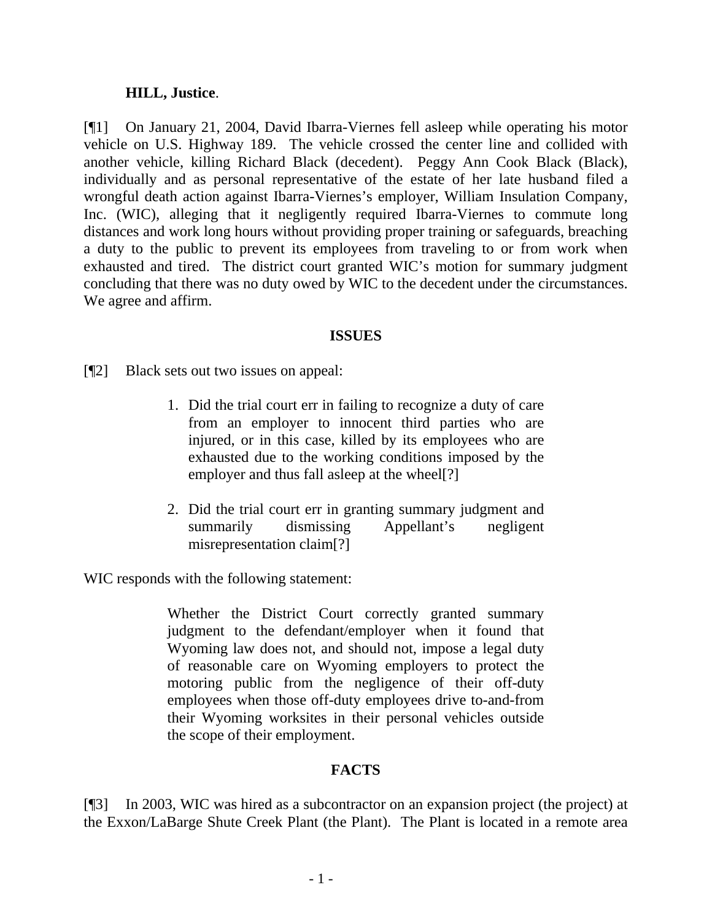**HILL, Justice**.

[¶1] On January 21, 2004, David Ibarra-Viernes fell asleep while operating his motor vehicle on U.S. Highway 189. The vehicle crossed the center line and collided with another vehicle, killing Richard Black (decedent). Peggy Ann Cook Black (Black), individually and as personal representative of the estate of her late husband filed a wrongful death action against Ibarra-Viernes's employer, William Insulation Company, Inc. (WIC), alleging that it negligently required Ibarra-Viernes to commute long distances and work long hours without providing proper training or safeguards, breaching a duty to the public to prevent its employees from traveling to or from work when exhausted and tired. The district court granted WIC's motion for summary judgment concluding that there was no duty owed by WIC to the decedent under the circumstances. We agree and affirm.

## ISSUES

[¶2] Black sets out two issues on appeal:

> 1. Did the trial court err in failing to recognize a duty of care from an employer to innocent third parties who are injured, or in this case, killed by its employees who are exhausted due to the working conditions imposed by the employer and thus fall asleep at the wheel[?]
>
> 2. Did the trial court err in granting summary judgment and summarily dismissing Appellant's negligent misrepresentation claim[?]

WIC responds with the following statement:

> Whether the District Court correctly granted summary judgment to the defendant/employer when it found that Wyoming law does not, and should not, impose a legal duty of reasonable care on Wyoming employers to protect the motoring public from the negligence of their off-duty employees when those off-duty employees drive to-and-from their Wyoming worksites in their personal vehicles outside the scope of their employment.

## FACTS

[¶3] In 2003, WIC was hired as a subcontractor on an expansion project (the project) at the Exxon/LaBarge Shute Creek Plant (the Plant). The Plant is located in a remote area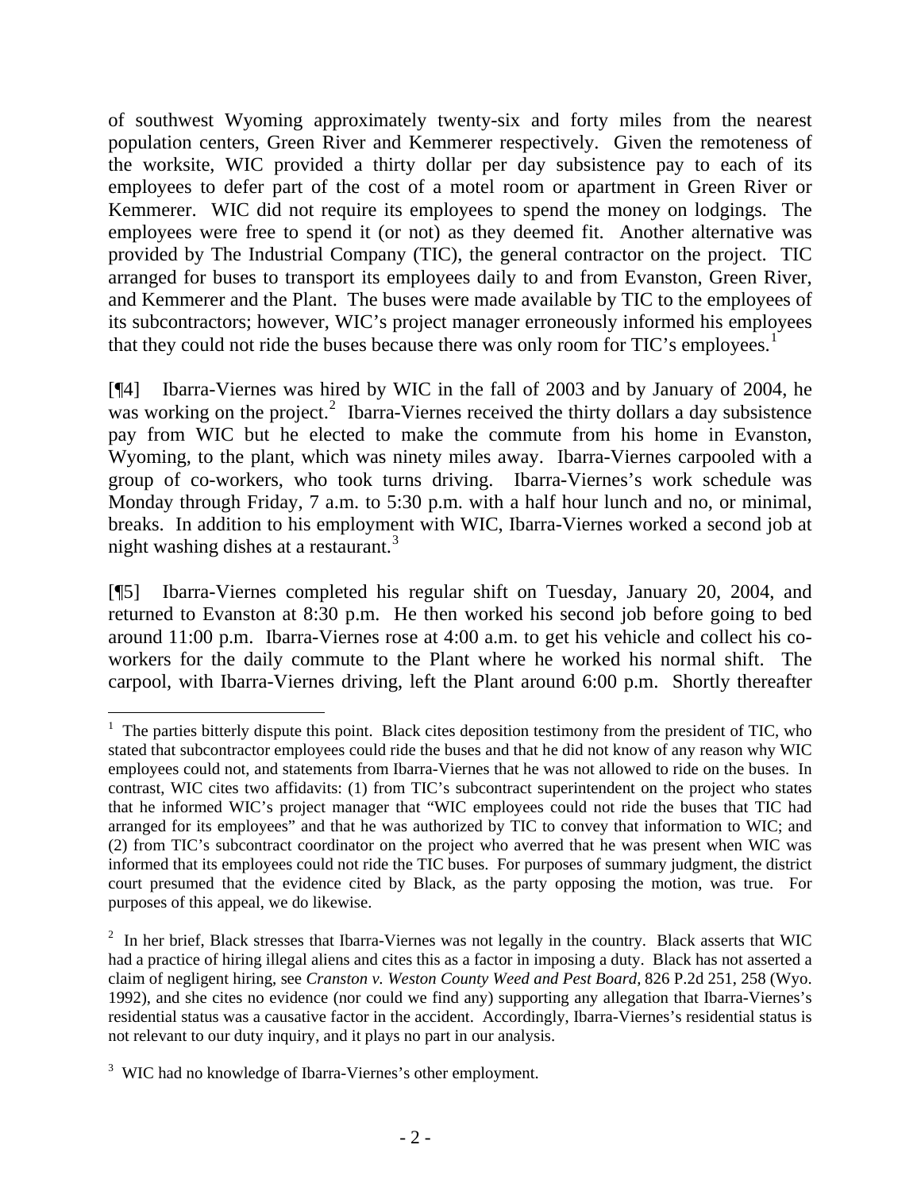of southwest Wyoming approximately twenty-six and forty miles from the nearest population centers, Green River and Kemmerer respectively. Given the remoteness of the worksite, WIC provided a thirty dollar per day subsistence pay to each of its employees to defer part of the cost of a motel room or apartment in Green River or Kemmerer. WIC did not require its employees to spend the money on lodgings. The employees were free to spend it (or not) as they deemed fit. Another alternative was provided by The Industrial Company (TIC), the general contractor on the project. TIC arranged for buses to transport its employees daily to and from Evanston, Green River, and Kemmerer and the Plant. The buses were made available by TIC to the employees of its subcontractors; however, WIC's project manager erroneously informed his employees that they could not ride the buses because there was only room for TIC's employees.[1]

[¶4] Ibarra-Viernes was hired by WIC in the fall of 2003 and by January of 2004, he was working on the project.[2] Ibarra-Viernes received the thirty dollars a day subsistence pay from WIC but he elected to make the commute from his home in Evanston, Wyoming, to the plant, which was ninety miles away. Ibarra-Viernes carpooled with a group of co-workers, who took turns driving. Ibarra-Viernes's work schedule was Monday through Friday, 7 a.m. to 5:30 p.m. with a half hour lunch and no, or minimal, breaks. In addition to his employment with WIC, Ibarra-Viernes worked a second job at night washing dishes at a restaurant.[3]

[¶5] Ibarra-Viernes completed his regular shift on Tuesday, January 20, 2004, and returned to Evanston at 8:30 p.m. He then worked his second job before going to bed around 11:00 p.m. Ibarra-Viernes rose at 4:00 a.m. to get his vehicle and collect his co-workers for the daily commute to the Plant where he worked his normal shift. The carpool, with Ibarra-Viernes driving, left the Plant around 6:00 p.m. Shortly thereafter

---

[1] The parties bitterly dispute this point. Black cites deposition testimony from the president of TIC, who stated that subcontractor employees could ride the buses and that he did not know of any reason why WIC employees could not, and statements from Ibarra-Viernes that he was not allowed to ride on the buses. In contrast, WIC cites two affidavits: (1) from TIC's subcontract superintendent on the project who states that he informed WIC's project manager that "WIC employees could not ride the buses that TIC had arranged for its employees" and that he was authorized by TIC to convey that information to WIC; and (2) from TIC's subcontract coordinator on the project who averred that he was present when WIC was informed that its employees could not ride the TIC buses. For purposes of summary judgment, the district court presumed that the evidence cited by Black, as the party opposing the motion, was true. For purposes of this appeal, we do likewise.

[2] In her brief, Black stresses that Ibarra-Viernes was not legally in the country. Black asserts that WIC had a practice of hiring illegal aliens and cites this as a factor in imposing a duty. Black has not asserted a claim of negligent hiring, see *Cranston v. Weston County Weed and Pest Board*, 826 P.2d 251, 258 (Wyo. 1992), and she cites no evidence (nor could we find any) supporting any allegation that Ibarra-Viernes's residential status was a causative factor in the accident. Accordingly, Ibarra-Viernes's residential status is not relevant to our duty inquiry, and it plays no part in our analysis.

[3] WIC had no knowledge of Ibarra-Viernes's other employment.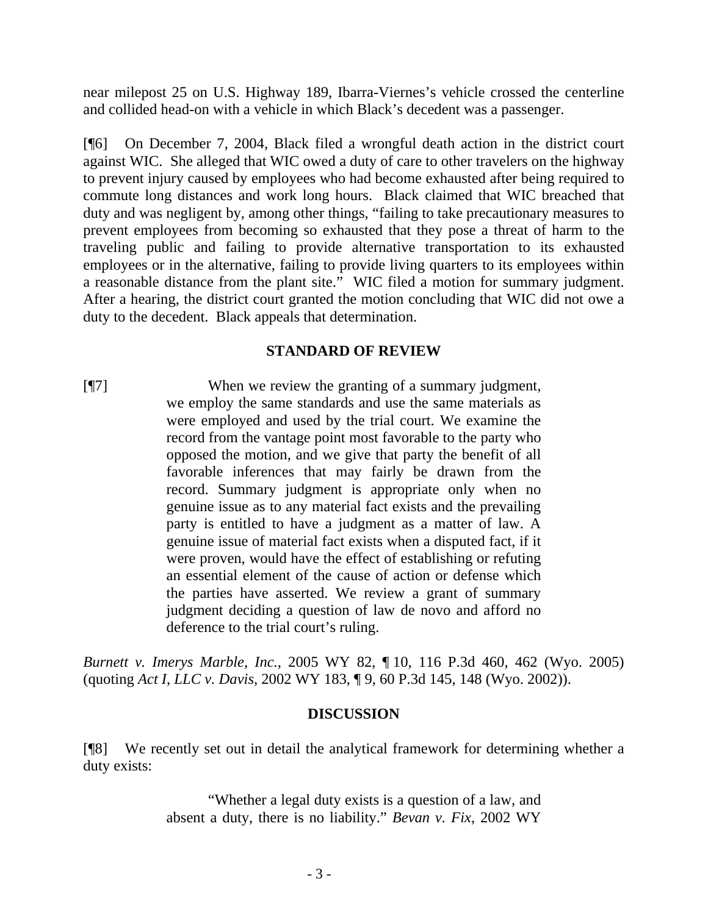near milepost 25 on U.S. Highway 189, Ibarra-Viernes's vehicle crossed the centerline and collided head-on with a vehicle in which Black's decedent was a passenger.

[¶6] On December 7, 2004, Black filed a wrongful death action in the district court against WIC. She alleged that WIC owed a duty of care to other travelers on the highway to prevent injury caused by employees who had become exhausted after being required to commute long distances and work long hours. Black claimed that WIC breached that duty and was negligent by, among other things, "failing to take precautionary measures to prevent employees from becoming so exhausted that they pose a threat of harm to the traveling public and failing to provide alternative transportation to its exhausted employees or in the alternative, failing to provide living quarters to its employees within a reasonable distance from the plant site." WIC filed a motion for summary judgment. After a hearing, the district court granted the motion concluding that WIC did not owe a duty to the decedent. Black appeals that determination.

## STANDARD OF REVIEW

[¶7]

> When we review the granting of a summary judgment, we employ the same standards and use the same materials as were employed and used by the trial court. We examine the record from the vantage point most favorable to the party who opposed the motion, and we give that party the benefit of all favorable inferences that may fairly be drawn from the record. Summary judgment is appropriate only when no genuine issue as to any material fact exists and the prevailing party is entitled to have a judgment as a matter of law. A genuine issue of material fact exists when a disputed fact, if it were proven, would have the effect of establishing or refuting an essential element of the cause of action or defense which the parties have asserted. We review a grant of summary judgment deciding a question of law de novo and afford no deference to the trial court's ruling.

*Burnett v. Imerys Marble, Inc.*, 2005 WY 82, ¶ 10, 116 P.3d 460, 462 (Wyo. 2005) (quoting *Act I, LLC v. Davis*, 2002 WY 183, ¶ 9, 60 P.3d 145, 148 (Wyo. 2002)).

## DISCUSSION

[¶8] We recently set out in detail the analytical framework for determining whether a duty exists:

> "Whether a legal duty exists is a question of a law, and absent a duty, there is no liability." *Bevan v. Fix*, 2002 WY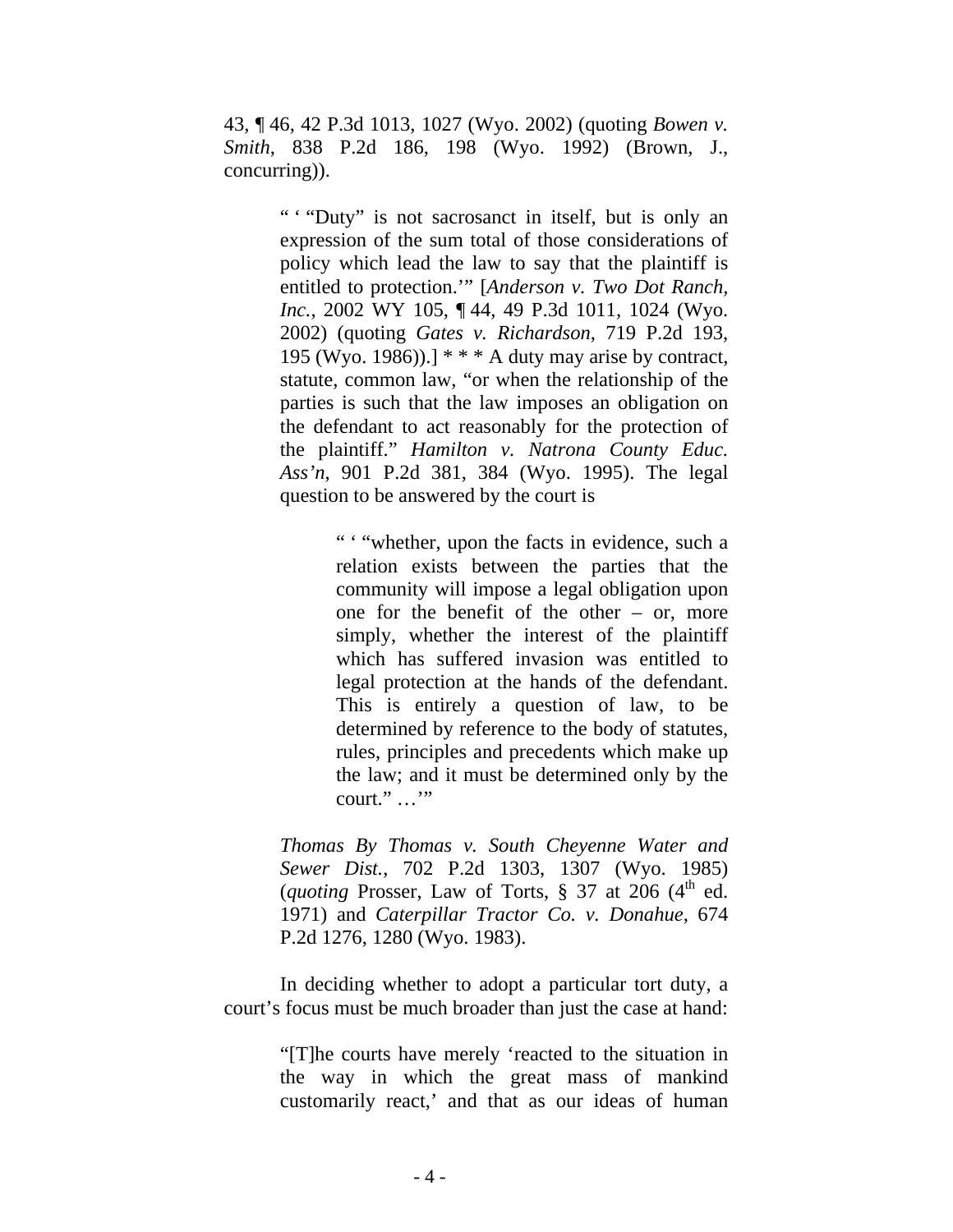43, ¶ 46, 42 P.3d 1013, 1027 (Wyo. 2002) (quoting *Bowen v. Smith*, 838 P.2d 186, 198 (Wyo. 1992) (Brown, J., concurring)).

> " ' "Duty" is not sacrosanct in itself, but is only an expression of the sum total of those considerations of policy which lead the law to say that the plaintiff is entitled to protection.'" [*Anderson v. Two Dot Ranch, Inc.*, 2002 WY 105, ¶ 44, 49 P.3d 1011, 1024 (Wyo. 2002) (quoting *Gates v. Richardson*, 719 P.2d 193, 195 (Wyo. 1986)).] * * * A duty may arise by contract, statute, common law, "or when the relationship of the parties is such that the law imposes an obligation on the defendant to act reasonably for the protection of the plaintiff." *Hamilton v. Natrona County Educ. Ass'n*, 901 P.2d 381, 384 (Wyo. 1995). The legal question to be answered by the court is
>
> > " ' "whether, upon the facts in evidence, such a relation exists between the parties that the community will impose a legal obligation upon one for the benefit of the other – or, more simply, whether the interest of the plaintiff which has suffered invasion was entitled to legal protection at the hands of the defendant. This is entirely a question of law, to be determined by reference to the body of statutes, rules, principles and precedents which make up the law; and it must be determined only by the court." …'"
>
> *Thomas By Thomas v. South Cheyenne Water and Sewer Dist.*, 702 P.2d 1303, 1307 (Wyo. 1985) (*quoting* Prosser, Law of Torts, § 37 at 206 (4th ed. 1971) and *Caterpillar Tractor Co. v. Donahue*, 674 P.2d 1276, 1280 (Wyo. 1983).

In deciding whether to adopt a particular tort duty, a court's focus must be much broader than just the case at hand:

> "[T]he courts have merely 'reacted to the situation in the way in which the great mass of mankind customarily react,' and that as our ideas of human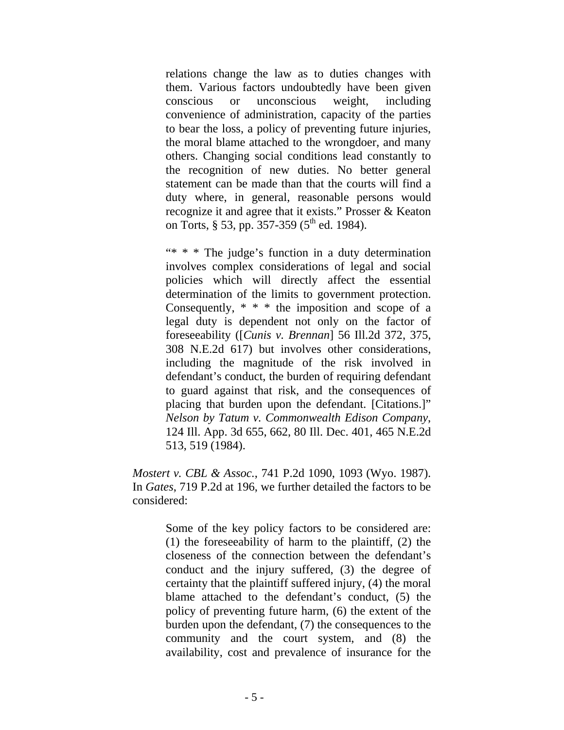> relations change the law as to duties changes with them. Various factors undoubtedly have been given conscious or unconscious weight, including convenience of administration, capacity of the parties to bear the loss, a policy of preventing future injuries, the moral blame attached to the wrongdoer, and many others. Changing social conditions lead constantly to the recognition of new duties. No better general statement can be made than that the courts will find a duty where, in general, reasonable persons would recognize it and agree that it exists." Prosser & Keaton on Torts, § 53, pp. 357-359 (5th ed. 1984).
>
> "* * * The judge's function in a duty determination involves complex considerations of legal and social policies which will directly affect the essential determination of the limits to government protection. Consequently, * * * the imposition and scope of a legal duty is dependent not only on the factor of foreseeability ([*Cunis v. Brennan*] 56 Ill.2d 372, 375, 308 N.E.2d 617) but involves other considerations, including the magnitude of the risk involved in defendant's conduct, the burden of requiring defendant to guard against that risk, and the consequences of placing that burden upon the defendant. [Citations.]" *Nelson by Tatum v. Commonwealth Edison Company*, 124 Ill. App. 3d 655, 662, 80 Ill. Dec. 401, 465 N.E.2d 513, 519 (1984).

*Mostert v. CBL & Assoc.*, 741 P.2d 1090, 1093 (Wyo. 1987). In *Gates*, 719 P.2d at 196, we further detailed the factors to be considered:

> Some of the key policy factors to be considered are: (1) the foreseeability of harm to the plaintiff, (2) the closeness of the connection between the defendant's conduct and the injury suffered, (3) the degree of certainty that the plaintiff suffered injury, (4) the moral blame attached to the defendant's conduct, (5) the policy of preventing future harm, (6) the extent of the burden upon the defendant, (7) the consequences to the community and the court system, and (8) the availability, cost and prevalence of insurance for the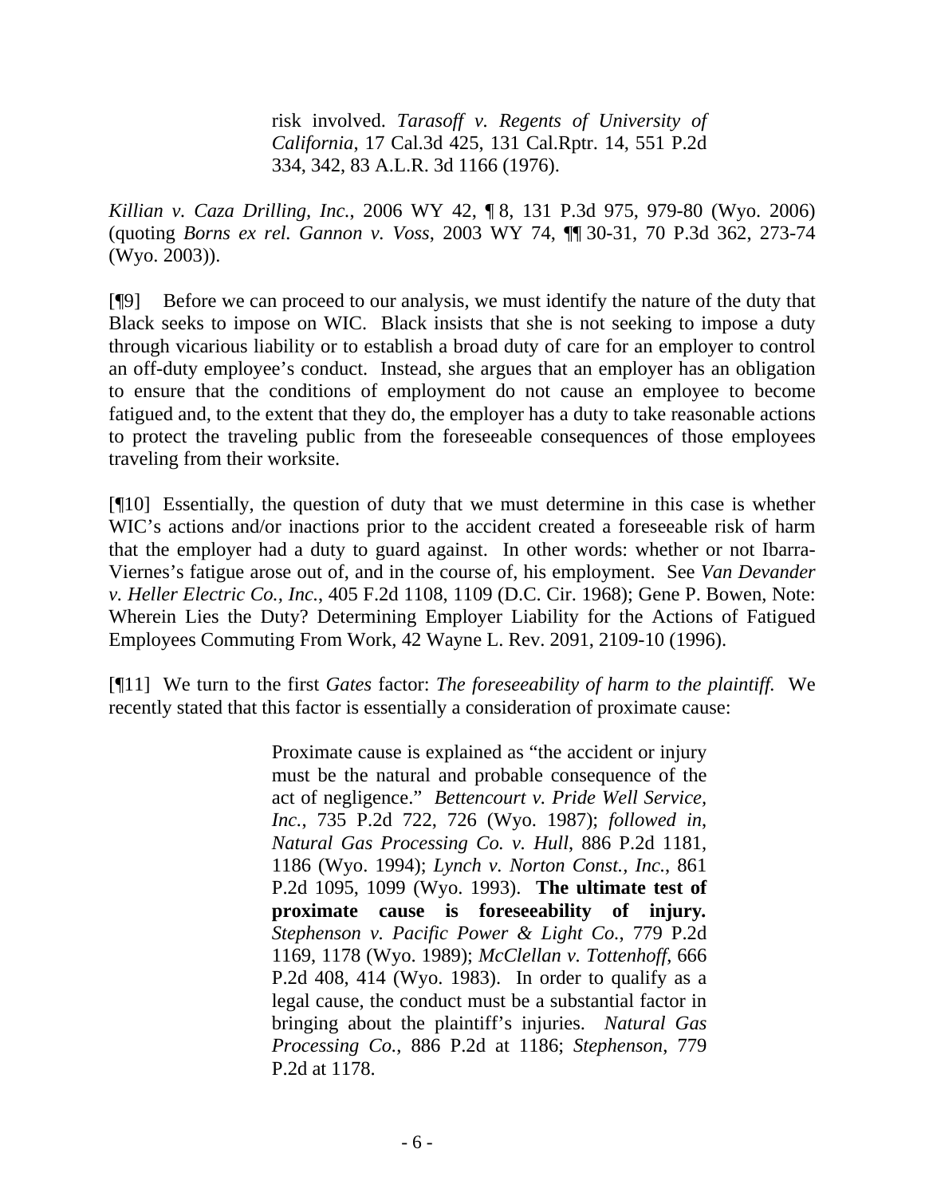> risk involved. *Tarasoff v. Regents of University of California*, 17 Cal.3d 425, 131 Cal.Rptr. 14, 551 P.2d 334, 342, 83 A.L.R. 3d 1166 (1976).

*Killian v. Caza Drilling, Inc.*, 2006 WY 42, ¶ 8, 131 P.3d 975, 979-80 (Wyo. 2006) (quoting *Borns ex rel. Gannon v. Voss*, 2003 WY 74, ¶¶ 30-31, 70 P.3d 362, 273-74 (Wyo. 2003)).

[¶9] Before we can proceed to our analysis, we must identify the nature of the duty that Black seeks to impose on WIC. Black insists that she is not seeking to impose a duty through vicarious liability or to establish a broad duty of care for an employer to control an off-duty employee's conduct. Instead, she argues that an employer has an obligation to ensure that the conditions of employment do not cause an employee to become fatigued and, to the extent that they do, the employer has a duty to take reasonable actions to protect the traveling public from the foreseeable consequences of those employees traveling from their worksite.

[¶10] Essentially, the question of duty that we must determine in this case is whether WIC's actions and/or inactions prior to the accident created a foreseeable risk of harm that the employer had a duty to guard against. In other words: whether or not Ibarra-Viernes's fatigue arose out of, and in the course of, his employment. See *Van Devander v. Heller Electric Co., Inc.*, 405 F.2d 1108, 1109 (D.C. Cir. 1968); Gene P. Bowen, Note: Wherein Lies the Duty? Determining Employer Liability for the Actions of Fatigued Employees Commuting From Work, 42 Wayne L. Rev. 2091, 2109-10 (1996).

[¶11] We turn to the first *Gates* factor: *The foreseeability of harm to the plaintiff.* We recently stated that this factor is essentially a consideration of proximate cause:

> Proximate cause is explained as "the accident or injury must be the natural and probable consequence of the act of negligence." *Bettencourt v. Pride Well Service, Inc.*, 735 P.2d 722, 726 (Wyo. 1987); *followed in*, *Natural Gas Processing Co. v. Hull*, 886 P.2d 1181, 1186 (Wyo. 1994); *Lynch v. Norton Const., Inc.*, 861 P.2d 1095, 1099 (Wyo. 1993). **The ultimate test of proximate cause is foreseeability of injury.** *Stephenson v. Pacific Power & Light Co.*, 779 P.2d 1169, 1178 (Wyo. 1989); *McClellan v. Tottenhoff*, 666 P.2d 408, 414 (Wyo. 1983). In order to qualify as a legal cause, the conduct must be a substantial factor in bringing about the plaintiff's injuries. *Natural Gas Processing Co.*, 886 P.2d at 1186; *Stephenson*, 779 P.2d at 1178.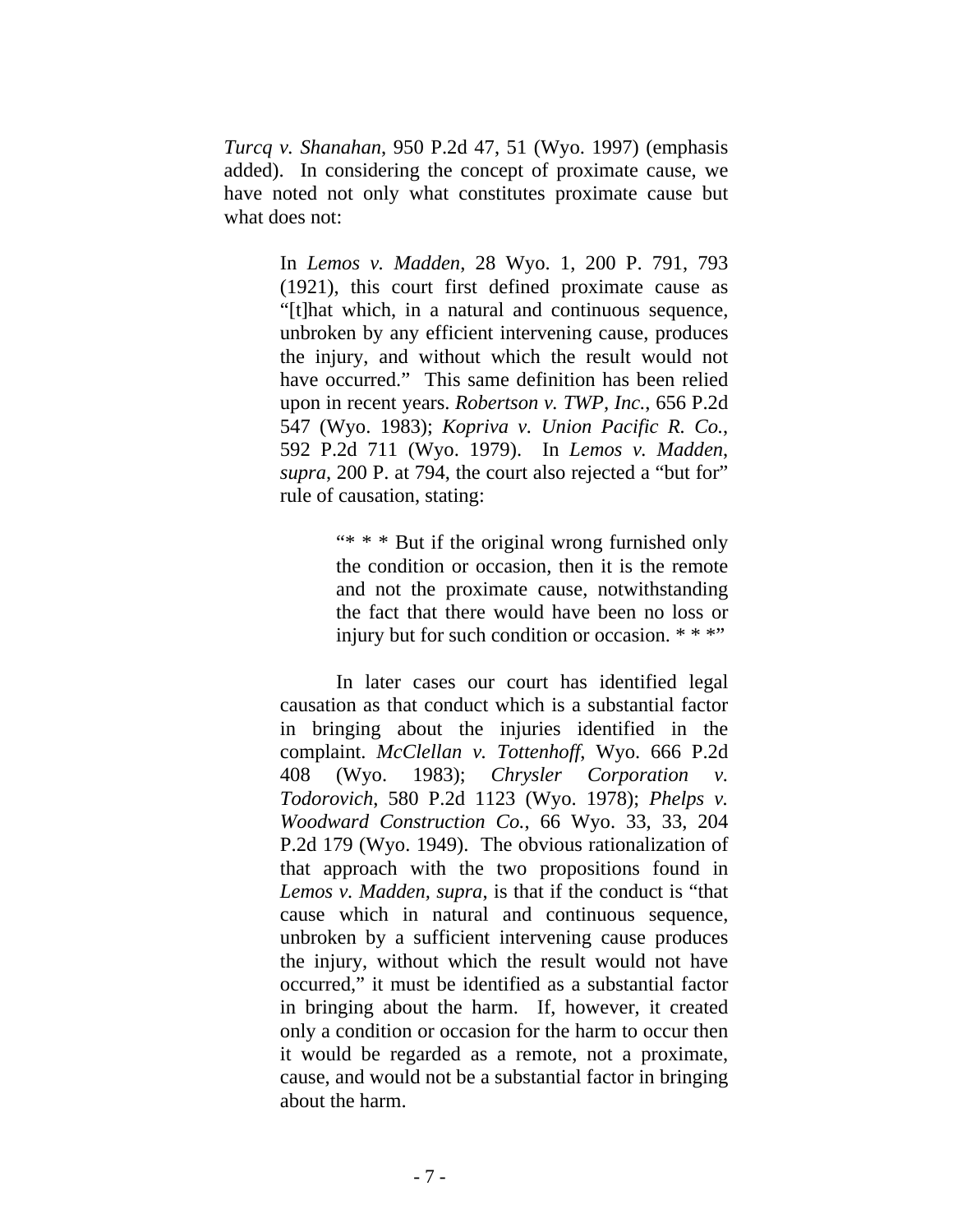*Turcq v. Shanahan*, 950 P.2d 47, 51 (Wyo. 1997) (emphasis added). In considering the concept of proximate cause, we have noted not only what constitutes proximate cause but what does not:

> In *Lemos v. Madden*, 28 Wyo. 1, 200 P. 791, 793 (1921), this court first defined proximate cause as "[t]hat which, in a natural and continuous sequence, unbroken by any efficient intervening cause, produces the injury, and without which the result would not have occurred." This same definition has been relied upon in recent years. *Robertson v. TWP, Inc.*, 656 P.2d 547 (Wyo. 1983); *Kopriva v. Union Pacific R. Co.*, 592 P.2d 711 (Wyo. 1979). In *Lemos v. Madden*, *supra*, 200 P. at 794, the court also rejected a "but for" rule of causation, stating:
>
> > "* * * But if the original wrong furnished only the condition or occasion, then it is the remote and not the proximate cause, notwithstanding the fact that there would have been no loss or injury but for such condition or occasion. * * *"
>
> In later cases our court has identified legal causation as that conduct which is a substantial factor in bringing about the injuries identified in the complaint. *McClellan v. Tottenhoff*, Wyo. 666 P.2d 408 (Wyo. 1983); *Chrysler Corporation v. Todorovich*, 580 P.2d 1123 (Wyo. 1978); *Phelps v. Woodward Construction Co.*, 66 Wyo. 33, 33, 204 P.2d 179 (Wyo. 1949). The obvious rationalization of that approach with the two propositions found in *Lemos v. Madden, supra*, is that if the conduct is "that cause which in natural and continuous sequence, unbroken by a sufficient intervening cause produces the injury, without which the result would not have occurred," it must be identified as a substantial factor in bringing about the harm. If, however, it created only a condition or occasion for the harm to occur then it would be regarded as a remote, not a proximate, cause, and would not be a substantial factor in bringing about the harm.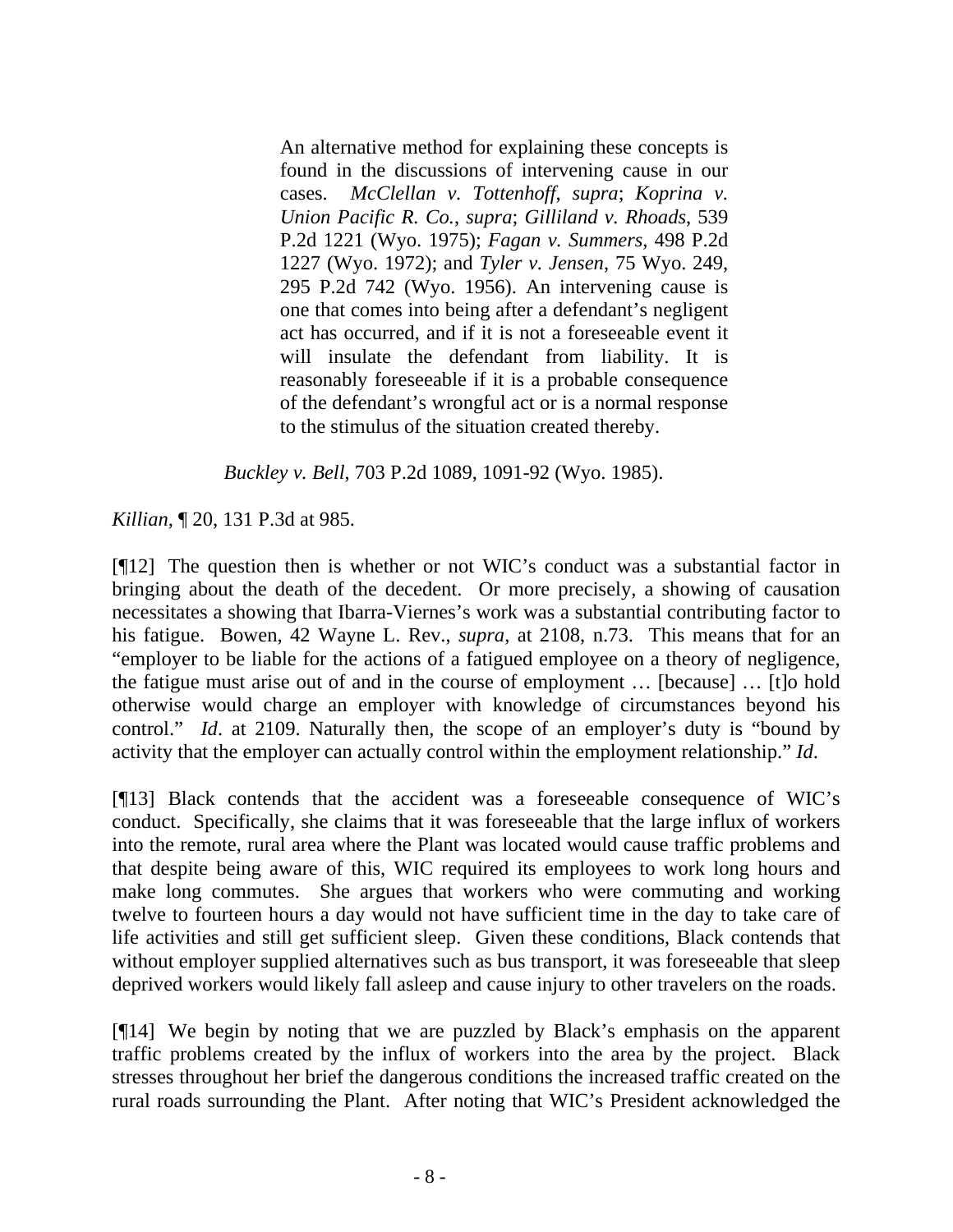> An alternative method for explaining these concepts is found in the discussions of intervening cause in our cases. *McClellan v. Tottenhoff*, *supra*; *Koprina v. Union Pacific R. Co.*, *supra*; *Gilliland v. Rhoads*, 539 P.2d 1221 (Wyo. 1975); *Fagan v. Summers*, 498 P.2d 1227 (Wyo. 1972); and *Tyler v. Jensen*, 75 Wyo. 249, 295 P.2d 742 (Wyo. 1956). An intervening cause is one that comes into being after a defendant's negligent act has occurred, and if it is not a foreseeable event it will insulate the defendant from liability. It is reasonably foreseeable if it is a probable consequence of the defendant's wrongful act or is a normal response to the stimulus of the situation created thereby.

*Buckley v. Bell*, 703 P.2d 1089, 1091-92 (Wyo. 1985).

*Killian,* ¶ 20, 131 P.3d at 985.

[¶12] The question then is whether or not WIC's conduct was a substantial factor in bringing about the death of the decedent. Or more precisely, a showing of causation necessitates a showing that Ibarra-Viernes's work was a substantial contributing factor to his fatigue. Bowen, 42 Wayne L. Rev., *supra*, at 2108, n.73. This means that for an "employer to be liable for the actions of a fatigued employee on a theory of negligence, the fatigue must arise out of and in the course of employment … [because] … [t]o hold otherwise would charge an employer with knowledge of circumstances beyond his control." *Id*. at 2109. Naturally then, the scope of an employer's duty is "bound by activity that the employer can actually control within the employment relationship." *Id*.

[¶13] Black contends that the accident was a foreseeable consequence of WIC's conduct. Specifically, she claims that it was foreseeable that the large influx of workers into the remote, rural area where the Plant was located would cause traffic problems and that despite being aware of this, WIC required its employees to work long hours and make long commutes. She argues that workers who were commuting and working twelve to fourteen hours a day would not have sufficient time in the day to take care of life activities and still get sufficient sleep. Given these conditions, Black contends that without employer supplied alternatives such as bus transport, it was foreseeable that sleep deprived workers would likely fall asleep and cause injury to other travelers on the roads.

[¶14] We begin by noting that we are puzzled by Black's emphasis on the apparent traffic problems created by the influx of workers into the area by the project. Black stresses throughout her brief the dangerous conditions the increased traffic created on the rural roads surrounding the Plant. After noting that WIC's President acknowledged the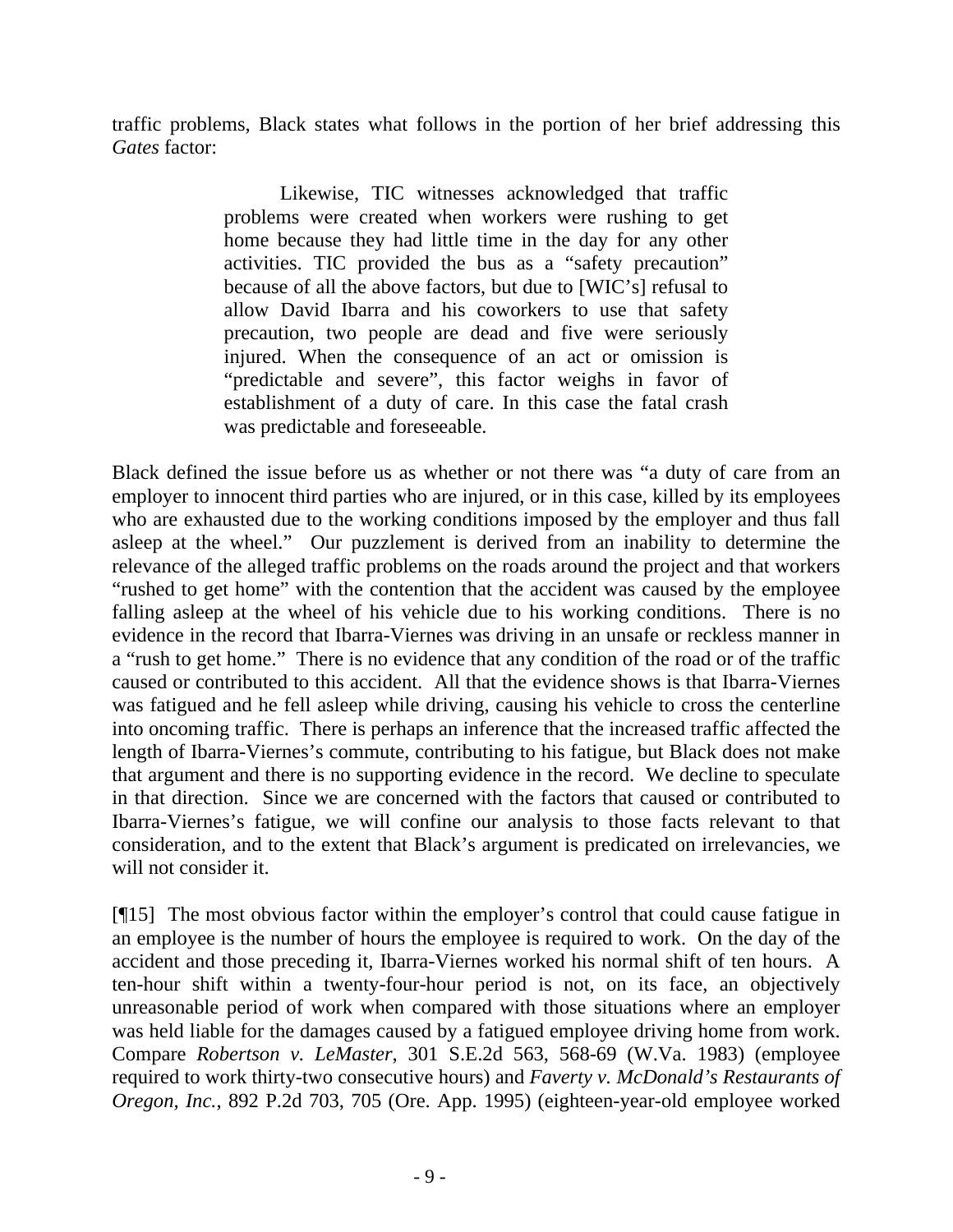traffic problems, Black states what follows in the portion of her brief addressing this *Gates* factor:

> Likewise, TIC witnesses acknowledged that traffic problems were created when workers were rushing to get home because they had little time in the day for any other activities. TIC provided the bus as a "safety precaution" because of all the above factors, but due to [WIC's] refusal to allow David Ibarra and his coworkers to use that safety precaution, two people are dead and five were seriously injured. When the consequence of an act or omission is "predictable and severe", this factor weighs in favor of establishment of a duty of care. In this case the fatal crash was predictable and foreseeable.

Black defined the issue before us as whether or not there was "a duty of care from an employer to innocent third parties who are injured, or in this case, killed by its employees who are exhausted due to the working conditions imposed by the employer and thus fall asleep at the wheel." Our puzzlement is derived from an inability to determine the relevance of the alleged traffic problems on the roads around the project and that workers "rushed to get home" with the contention that the accident was caused by the employee falling asleep at the wheel of his vehicle due to his working conditions. There is no evidence in the record that Ibarra-Viernes was driving in an unsafe or reckless manner in a "rush to get home." There is no evidence that any condition of the road or of the traffic caused or contributed to this accident. All that the evidence shows is that Ibarra-Viernes was fatigued and he fell asleep while driving, causing his vehicle to cross the centerline into oncoming traffic. There is perhaps an inference that the increased traffic affected the length of Ibarra-Viernes's commute, contributing to his fatigue, but Black does not make that argument and there is no supporting evidence in the record. We decline to speculate in that direction. Since we are concerned with the factors that caused or contributed to Ibarra-Viernes's fatigue, we will confine our analysis to those facts relevant to that consideration, and to the extent that Black's argument is predicated on irrelevancies, we will not consider it.

[¶15] The most obvious factor within the employer's control that could cause fatigue in an employee is the number of hours the employee is required to work. On the day of the accident and those preceding it, Ibarra-Viernes worked his normal shift of ten hours. A ten-hour shift within a twenty-four-hour period is not, on its face, an objectively unreasonable period of work when compared with those situations where an employer was held liable for the damages caused by a fatigued employee driving home from work. Compare *Robertson v. LeMaster*, 301 S.E.2d 563, 568-69 (W.Va. 1983) (employee required to work thirty-two consecutive hours) and *Faverty v. McDonald's Restaurants of Oregon, Inc.*, 892 P.2d 703, 705 (Ore. App. 1995) (eighteen-year-old employee worked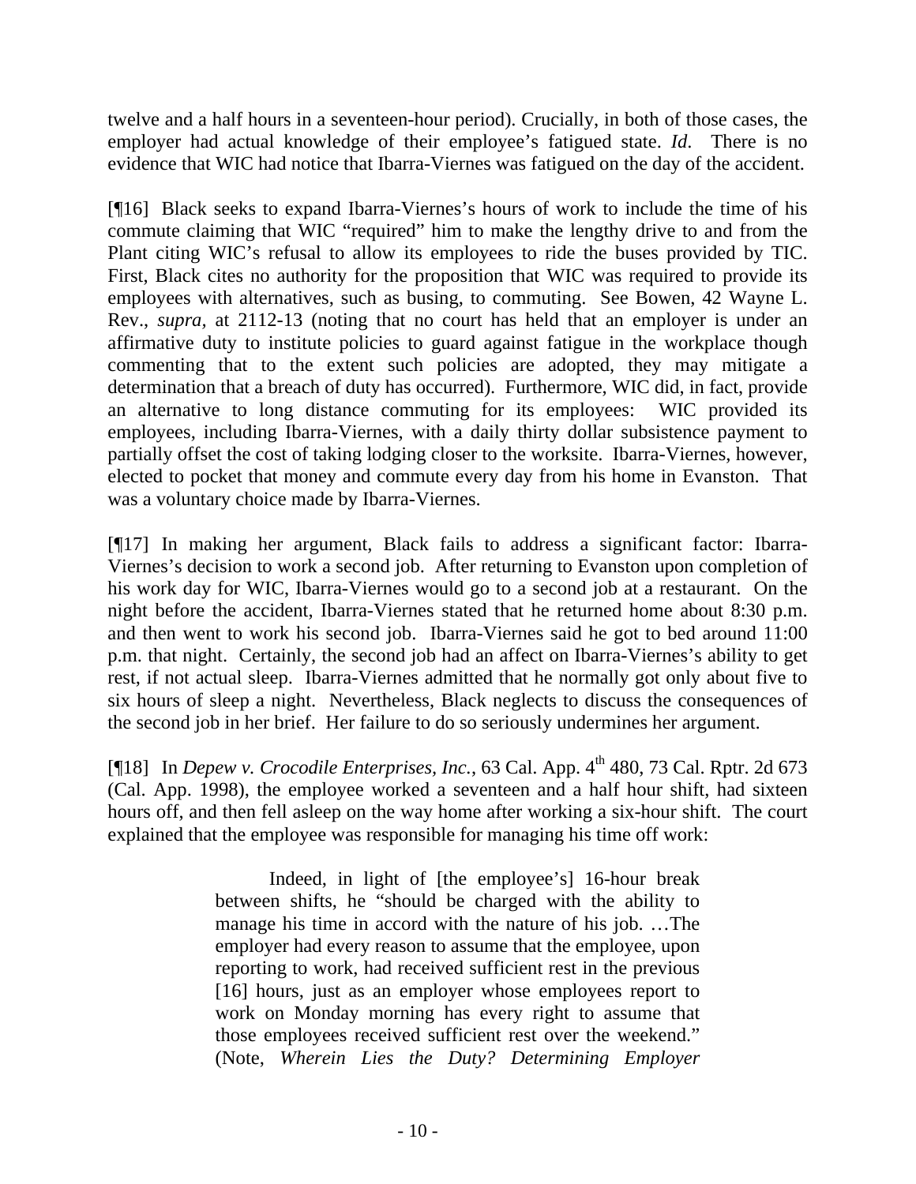twelve and a half hours in a seventeen-hour period). Crucially, in both of those cases, the employer had actual knowledge of their employee's fatigued state. *Id.* There is no evidence that WIC had notice that Ibarra-Viernes was fatigued on the day of the accident.

[¶16] Black seeks to expand Ibarra-Viernes's hours of work to include the time of his commute claiming that WIC "required" him to make the lengthy drive to and from the Plant citing WIC's refusal to allow its employees to ride the buses provided by TIC. First, Black cites no authority for the proposition that WIC was required to provide its employees with alternatives, such as busing, to commuting. See Bowen, 42 Wayne L. Rev., *supra,* at 2112-13 (noting that no court has held that an employer is under an affirmative duty to institute policies to guard against fatigue in the workplace though commenting that to the extent such policies are adopted, they may mitigate a determination that a breach of duty has occurred). Furthermore, WIC did, in fact, provide an alternative to long distance commuting for its employees: WIC provided its employees, including Ibarra-Viernes, with a daily thirty dollar subsistence payment to partially offset the cost of taking lodging closer to the worksite. Ibarra-Viernes, however, elected to pocket that money and commute every day from his home in Evanston. That was a voluntary choice made by Ibarra-Viernes.

[¶17] In making her argument, Black fails to address a significant factor: Ibarra-Viernes's decision to work a second job. After returning to Evanston upon completion of his work day for WIC, Ibarra-Viernes would go to a second job at a restaurant. On the night before the accident, Ibarra-Viernes stated that he returned home about 8:30 p.m. and then went to work his second job. Ibarra-Viernes said he got to bed around 11:00 p.m. that night. Certainly, the second job had an affect on Ibarra-Viernes's ability to get rest, if not actual sleep. Ibarra-Viernes admitted that he normally got only about five to six hours of sleep a night. Nevertheless, Black neglects to discuss the consequences of the second job in her brief. Her failure to do so seriously undermines her argument.

[¶18] In *Depew v. Crocodile Enterprises, Inc.*, 63 Cal. App. 4th 480, 73 Cal. Rptr. 2d 673 (Cal. App. 1998), the employee worked a seventeen and a half hour shift, had sixteen hours off, and then fell asleep on the way home after working a six-hour shift. The court explained that the employee was responsible for managing his time off work:

> Indeed, in light of [the employee's] 16-hour break between shifts, he "should be charged with the ability to manage his time in accord with the nature of his job. …The employer had every reason to assume that the employee, upon reporting to work, had received sufficient rest in the previous [16] hours, just as an employer whose employees report to work on Monday morning has every right to assume that those employees received sufficient rest over the weekend." (Note, *Wherein Lies the Duty? Determining Employer*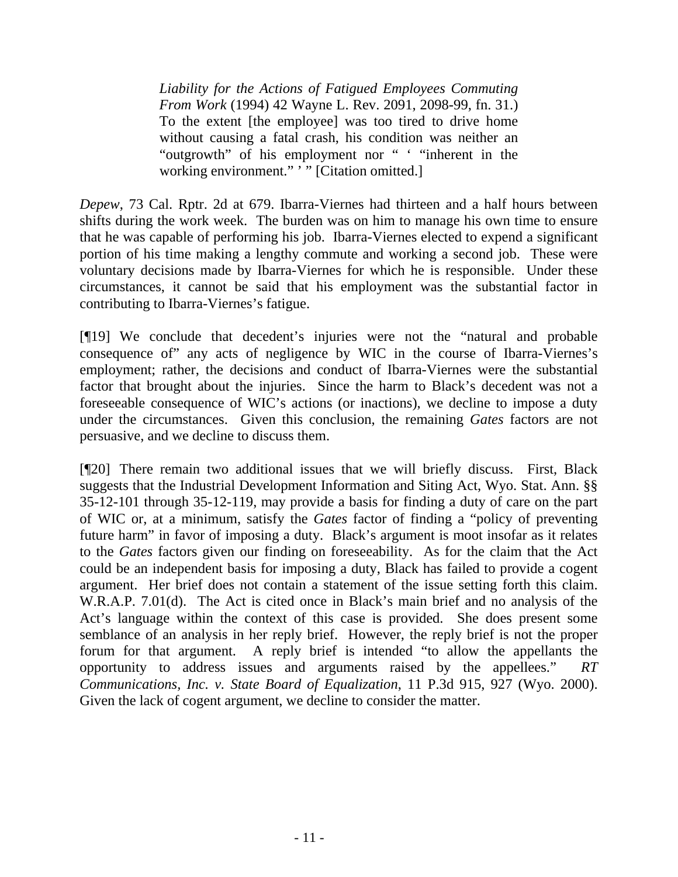> *Liability for the Actions of Fatigued Employees Commuting From Work* (1994) 42 Wayne L. Rev. 2091, 2098-99, fn. 31.) To the extent [the employee] was too tired to drive home without causing a fatal crash, his condition was neither an "outgrowth" of his employment nor " ' "inherent in the working environment." ' " [Citation omitted.]

*Depew*, 73 Cal. Rptr. 2d at 679. Ibarra-Viernes had thirteen and a half hours between shifts during the work week. The burden was on him to manage his own time to ensure that he was capable of performing his job. Ibarra-Viernes elected to expend a significant portion of his time making a lengthy commute and working a second job. These were voluntary decisions made by Ibarra-Viernes for which he is responsible. Under these circumstances, it cannot be said that his employment was the substantial factor in contributing to Ibarra-Viernes's fatigue.

[¶19] We conclude that decedent's injuries were not the "natural and probable consequence of" any acts of negligence by WIC in the course of Ibarra-Viernes's employment; rather, the decisions and conduct of Ibarra-Viernes were the substantial factor that brought about the injuries. Since the harm to Black's decedent was not a foreseeable consequence of WIC's actions (or inactions), we decline to impose a duty under the circumstances. Given this conclusion, the remaining *Gates* factors are not persuasive, and we decline to discuss them.

[¶20] There remain two additional issues that we will briefly discuss. First, Black suggests that the Industrial Development Information and Siting Act, Wyo. Stat. Ann. §§ 35-12-101 through 35-12-119, may provide a basis for finding a duty of care on the part of WIC or, at a minimum, satisfy the *Gates* factor of finding a "policy of preventing future harm" in favor of imposing a duty. Black's argument is moot insofar as it relates to the *Gates* factors given our finding on foreseeability. As for the claim that the Act could be an independent basis for imposing a duty, Black has failed to provide a cogent argument. Her brief does not contain a statement of the issue setting forth this claim. W.R.A.P. 7.01(d). The Act is cited once in Black's main brief and no analysis of the Act's language within the context of this case is provided. She does present some semblance of an analysis in her reply brief. However, the reply brief is not the proper forum for that argument. A reply brief is intended "to allow the appellants the opportunity to address issues and arguments raised by the appellees." *RT Communications, Inc. v. State Board of Equalization*, 11 P.3d 915, 927 (Wyo. 2000). Given the lack of cogent argument, we decline to consider the matter.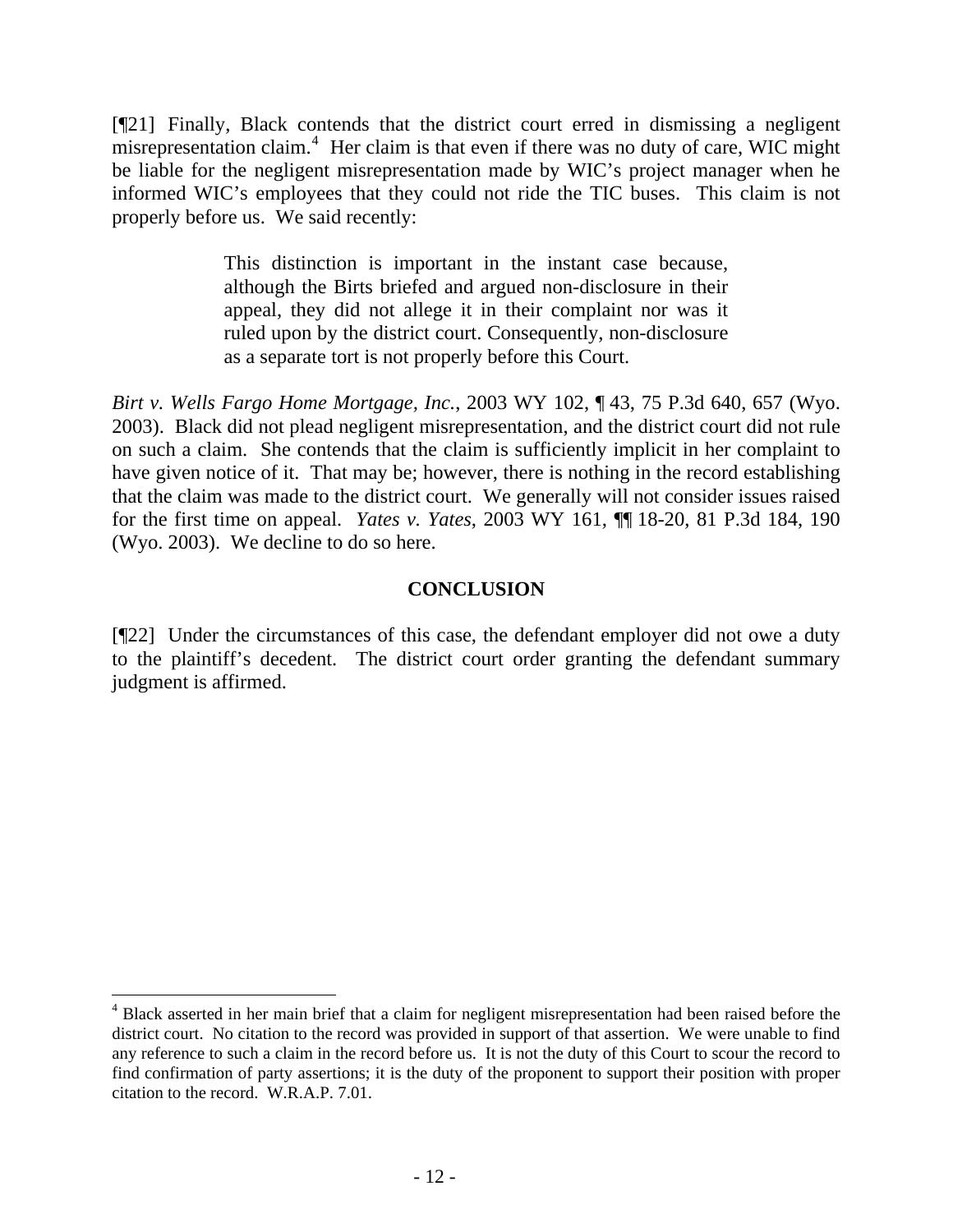[¶21] Finally, Black contends that the district court erred in dismissing a negligent misrepresentation claim.[4] Her claim is that even if there was no duty of care, WIC might be liable for the negligent misrepresentation made by WIC's project manager when he informed WIC's employees that they could not ride the TIC buses. This claim is not properly before us. We said recently:

> This distinction is important in the instant case because, although the Birts briefed and argued non-disclosure in their appeal, they did not allege it in their complaint nor was it ruled upon by the district court. Consequently, non-disclosure as a separate tort is not properly before this Court.

*Birt v. Wells Fargo Home Mortgage, Inc.*, 2003 WY 102, ¶ 43, 75 P.3d 640, 657 (Wyo. 2003). Black did not plead negligent misrepresentation, and the district court did not rule on such a claim. She contends that the claim is sufficiently implicit in her complaint to have given notice of it. That may be; however, there is nothing in the record establishing that the claim was made to the district court. We generally will not consider issues raised for the first time on appeal. *Yates v. Yates*, 2003 WY 161, ¶¶ 18-20, 81 P.3d 184, 190 (Wyo. 2003). We decline to do so here.

## CONCLUSION

[¶22] Under the circumstances of this case, the defendant employer did not owe a duty to the plaintiff's decedent. The district court order granting the defendant summary judgment is affirmed.

---

[4] Black asserted in her main brief that a claim for negligent misrepresentation had been raised before the district court. No citation to the record was provided in support of that assertion. We were unable to find any reference to such a claim in the record before us. It is not the duty of this Court to scour the record to find confirmation of party assertions; it is the duty of the proponent to support their position with proper citation to the record. W.R.A.P. 7.01.